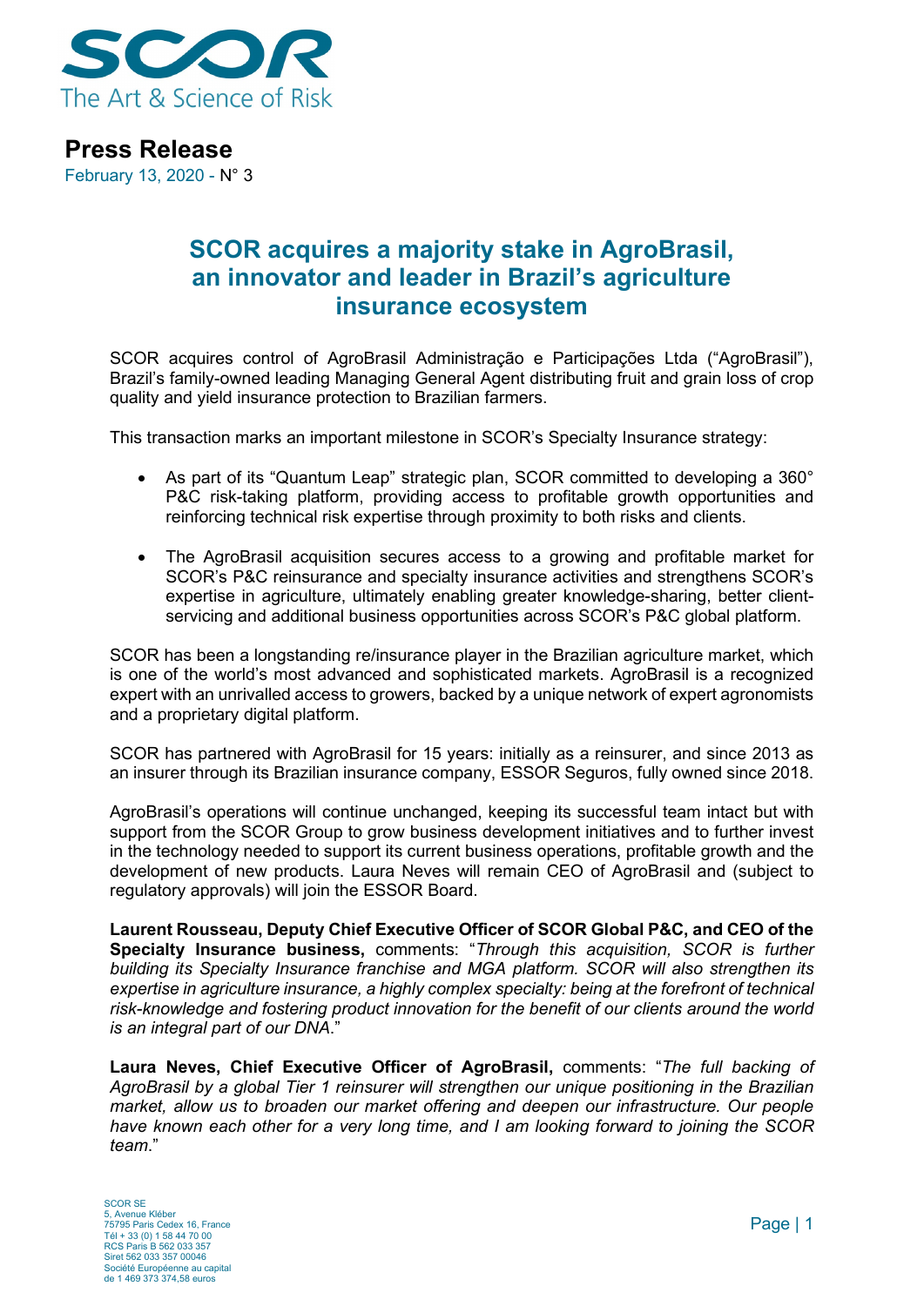SCOR

The Art & Science of Risk

# Press Release

February 13, 2020 - N° 3

## SCOR acquires a majority stake in AgroBrasil, an innovator and leader in Brazil's agriculture insurance ecosystem

SCOR acquires control of AgroBrasil Administração e Participações Ltda ("AgroBrasil"), Brazil's family-owned leading Managing General Agent distributing fruit and grain loss of crop quality and yield insurance protection to Brazilian farmers.

This transaction marks an important milestone in SCOR's Specialty Insurance strategy:

- As part of its "Quantum Leap" strategic plan, SCOR committed to developing a 360° P&C risk-taking platform, providing access to profitable growth opportunities and reinforcing technical risk expertise through proximity to both risks and clients.
- The AgroBrasil acquisition secures access to a growing and profitable market for SCOR's P&C reinsurance and specialty insurance activities and strengthens SCOR's expertise in agriculture, ultimately enabling greater knowledge-sharing, better client-servicing and additional business opportunities across SCOR's P&C global platform.

SCOR has been a longstanding re/insurance player in the Brazilian agriculture market, which is one of the world's most advanced and sophisticated markets. AgroBrasil is a recognized expert with an unrivalled access to growers, backed by a unique network of expert agronomists and a proprietary digital platform.

SCOR has partnered with AgroBrasil for 15 years: initially as a reinsurer, and since 2013 as an insurer through its Brazilian insurance company, ESSOR Seguros, fully owned since 2018.

AgroBrasil's operations will continue unchanged, keeping its successful team intact but with support from the SCOR Group to grow business development initiatives and to further invest in the technology needed to support its current business operations, profitable growth and the development of new products. Laura Neves will remain CEO of AgroBrasil and (subject to regulatory approvals) will join the ESSOR Board.

**Laurent Rousseau, Deputy Chief Executive Officer of SCOR Global P&C, and CEO of the Specialty Insurance business,** comments: "*Through this acquisition, SCOR is further building its Specialty Insurance franchise and MGA platform. SCOR will also strengthen its expertise in agriculture insurance, a highly complex specialty: being at the forefront of technical risk-knowledge and fostering product innovation for the benefit of our clients around the world is an integral part of our DNA*."

**Laura Neves, Chief Executive Officer of AgroBrasil,** comments: "*The full backing of AgroBrasil by a global Tier 1 reinsurer will strengthen our unique positioning in the Brazilian market, allow us to broaden our market offering and deepen our infrastructure. Our people have known each other for a very long time, and I am looking forward to joining the SCOR team*."

SCOR SE
5, Avenue Kléber
75795 Paris Cedex 16, France
Tél + 33 (0) 1 58 44 70 00
RCS Paris B 562 033 357
Siret 562 033 357 00046
Société Européenne au capital de 1 469 373 374,58 euros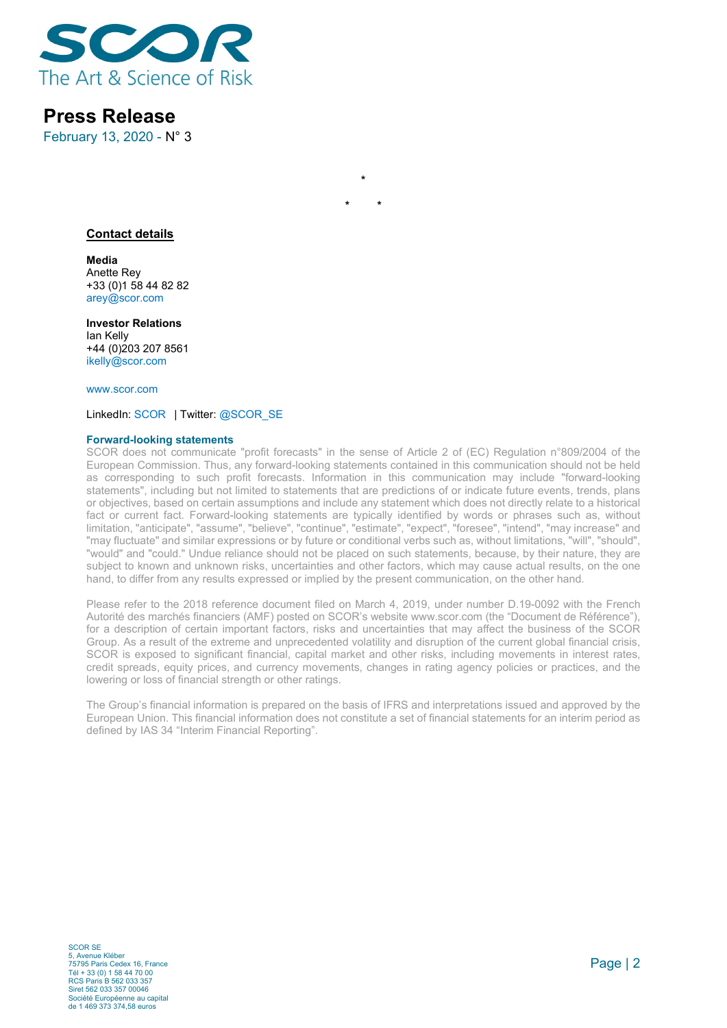*

\*     *

**Contact details**

**Media**
Anette Rey
+33 (0)1 58 44 82 82
arey@scor.com

**Investor Relations**
Ian Kelly
+44 (0)203 207 8561
ikelly@scor.com

www.scor.com

LinkedIn: SCOR   | Twitter: @SCOR_SE

**Forward-looking statements**

SCOR does not communicate "profit forecasts" in the sense of Article 2 of (EC) Regulation n°809/2004 of the European Commission. Thus, any forward-looking statements contained in this communication should not be held as corresponding to such profit forecasts. Information in this communication may include "forward-looking statements", including but not limited to statements that are predictions of or indicate future events, trends, plans or objectives, based on certain assumptions and include any statement which does not directly relate to a historical fact or current fact. Forward-looking statements are typically identified by words or phrases such as, without limitation, "anticipate", "assume", "believe", "continue", "estimate", "expect", "foresee", "intend", "may increase" and "may fluctuate" and similar expressions or by future or conditional verbs such as, without limitations, "will", "should", "would" and "could." Undue reliance should not be placed on such statements, because, by their nature, they are subject to known and unknown risks, uncertainties and other factors, which may cause actual results, on the one hand, to differ from any results expressed or implied by the present communication, on the other hand.

Please refer to the 2018 reference document filed on March 4, 2019, under number D.19-0092 with the French Autorité des marchés financiers (AMF) posted on SCOR's website www.scor.com (the "Document de Référence"), for a description of certain important factors, risks and uncertainties that may affect the business of the SCOR Group. As a result of the extreme and unprecedented volatility and disruption of the current global financial crisis, SCOR is exposed to significant financial, capital market and other risks, including movements in interest rates, credit spreads, equity prices, and currency movements, changes in rating agency policies or practices, and the lowering or loss of financial strength or other ratings.

The Group's financial information is prepared on the basis of IFRS and interpretations issued and approved by the European Union. This financial information does not constitute a set of financial statements for an interim period as defined by IAS 34 "Interim Financial Reporting".

SCOR SE
5, Avenue Kléber
75795 Paris Cedex 16, France
Tél + 33 (0) 1 58 44 70 00
RCS Paris B 562 033 357
Siret 562 033 357 00046
Société Européenne au capital
de 1 469 373 374,58 euros